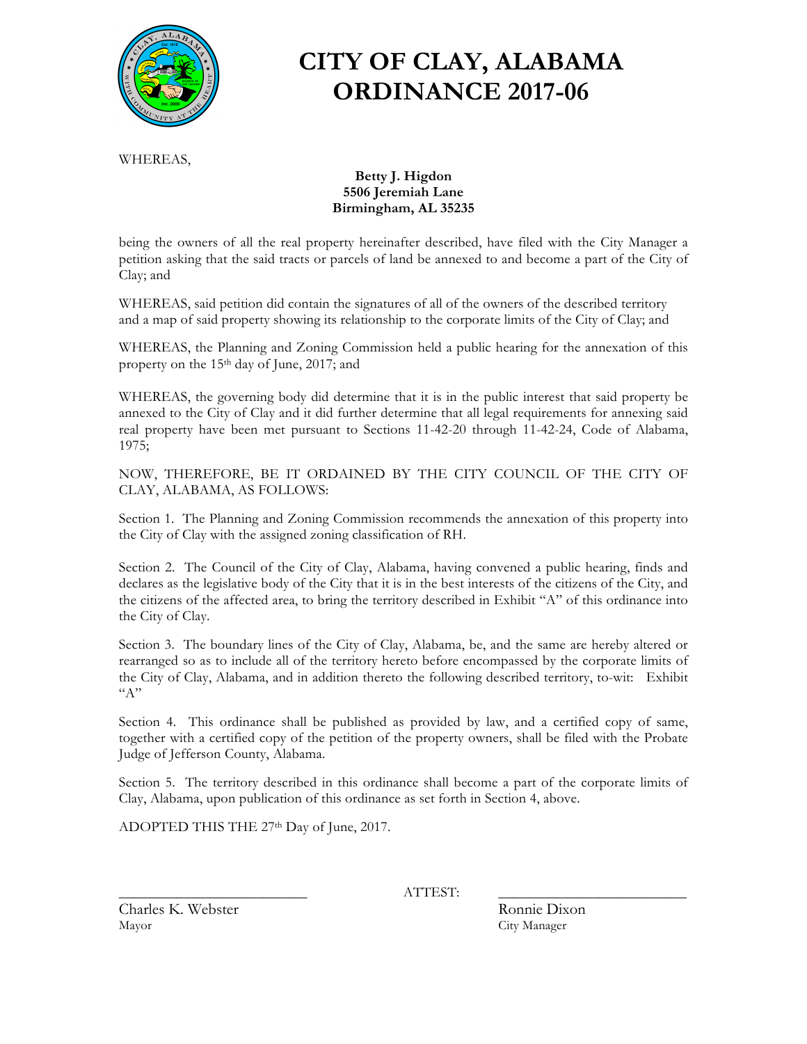# CITY OF CLAY, ALABAMA
# ORDINANCE 2017-06

WHEREAS,

**Betty J. Higdon**
**5506 Jeremiah Lane**
**Birmingham, AL 35235**

being the owners of all the real property hereinafter described, have filed with the City Manager a petition asking that the said tracts or parcels of land be annexed to and become a part of the City of Clay; and

WHEREAS, said petition did contain the signatures of all of the owners of the described territory and a map of said property showing its relationship to the corporate limits of the City of Clay; and

WHEREAS, the Planning and Zoning Commission held a public hearing for the annexation of this property on the 15th day of June, 2017; and

WHEREAS, the governing body did determine that it is in the public interest that said property be annexed to the City of Clay and it did further determine that all legal requirements for annexing said real property have been met pursuant to Sections 11-42-20 through 11-42-24, Code of Alabama, 1975;

NOW, THEREFORE, BE IT ORDAINED BY THE CITY COUNCIL OF THE CITY OF CLAY, ALABAMA, AS FOLLOWS:

Section 1. The Planning and Zoning Commission recommends the annexation of this property into the City of Clay with the assigned zoning classification of RH.

Section 2. The Council of the City of Clay, Alabama, having convened a public hearing, finds and declares as the legislative body of the City that it is in the best interests of the citizens of the City, and the citizens of the affected area, to bring the territory described in Exhibit "A" of this ordinance into the City of Clay.

Section 3. The boundary lines of the City of Clay, Alabama, be, and the same are hereby altered or rearranged so as to include all of the territory hereto before encompassed by the corporate limits of the City of Clay, Alabama, and in addition thereto the following described territory, to-wit: Exhibit "A"

Section 4. This ordinance shall be published as provided by law, and a certified copy of same, together with a certified copy of the petition of the property owners, shall be filed with the Probate Judge of Jefferson County, Alabama.

Section 5. The territory described in this ordinance shall become a part of the corporate limits of Clay, Alabama, upon publication of this ordinance as set forth in Section 4, above.

ADOPTED THIS THE 27th Day of June, 2017.

\_\_\_\_\_\_\_\_\_\_\_\_\_\_\_\_\_\_\_\_\_\_\_\_\_\_ ATTEST: \_\_\_\_\_\_\_\_\_\_\_\_\_\_\_\_\_\_\_\_\_\_\_\_\_\_

Charles K. Webster
Mayor

Ronnie Dixon
City Manager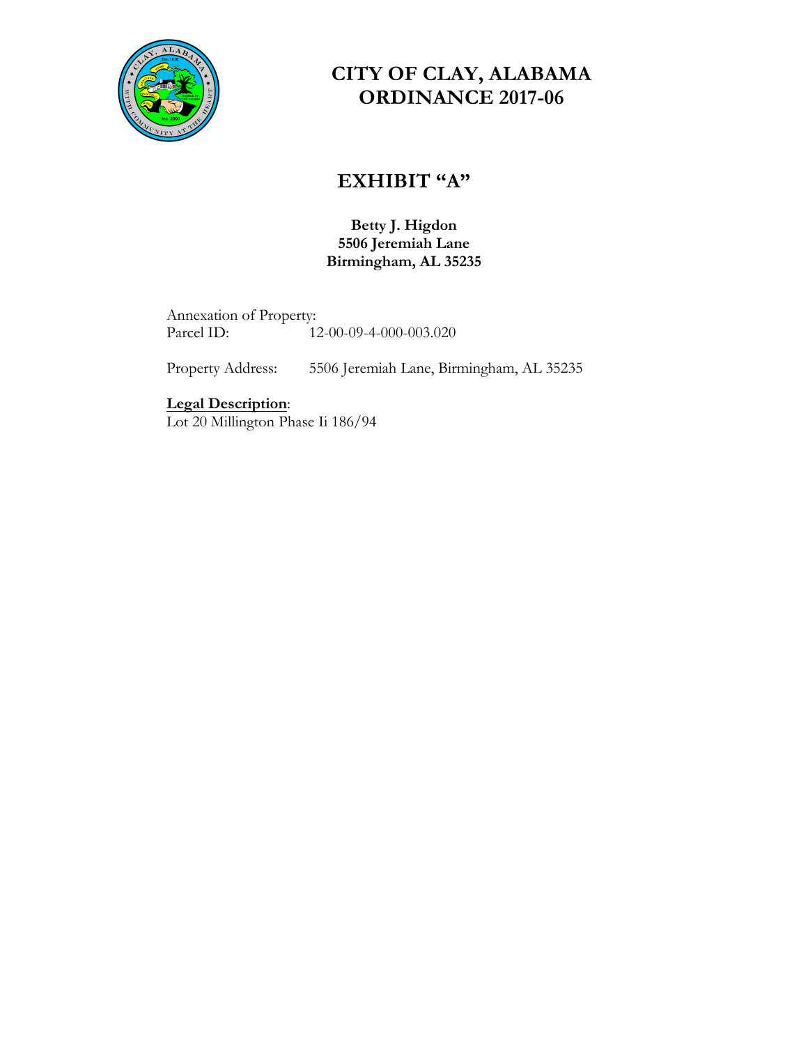# CITY OF CLAY, ALABAMA
# ORDINANCE 2017-06

## EXHIBIT "A"

**Betty J. Higdon**
**5506 Jeremiah Lane**
**Birmingham, AL 35235**

Annexation of Property:
Parcel ID: 12-00-09-4-000-003.020

Property Address: 5506 Jeremiah Lane, Birmingham, AL 35235

**Legal Description**:
Lot 20 Millington Phase Ii 186/94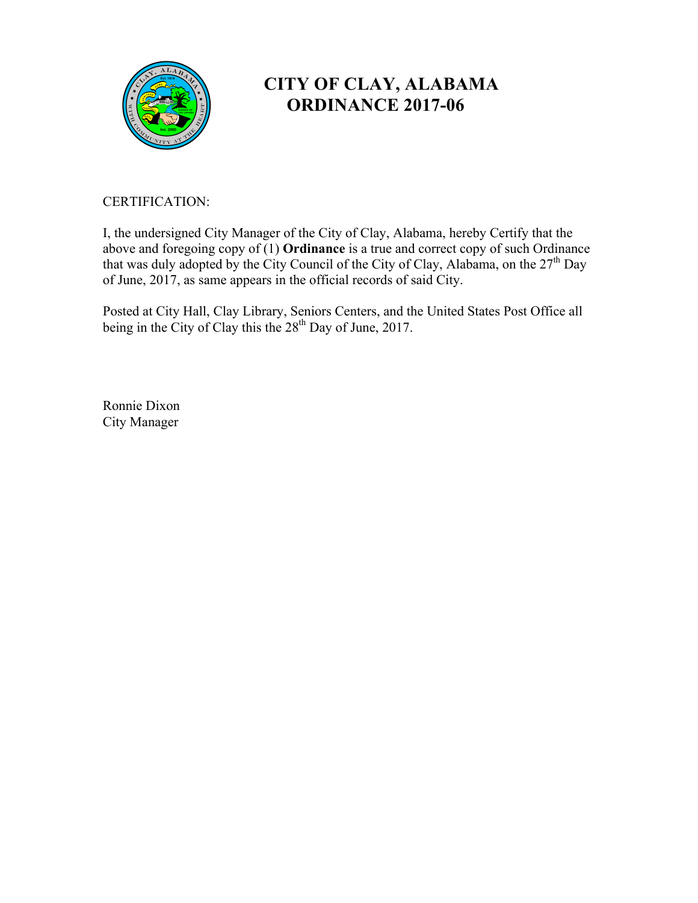# CITY OF CLAY, ALABAMA
# ORDINANCE 2017-06

CERTIFICATION:

I, the undersigned City Manager of the City of Clay, Alabama, hereby Certify that the above and foregoing copy of (1) **Ordinance** is a true and correct copy of such Ordinance that was duly adopted by the City Council of the City of Clay, Alabama, on the 27th Day of June, 2017, as same appears in the official records of said City.

Posted at City Hall, Clay Library, Seniors Centers, and the United States Post Office all being in the City of Clay this the 28th Day of June, 2017.

Ronnie Dixon
City Manager